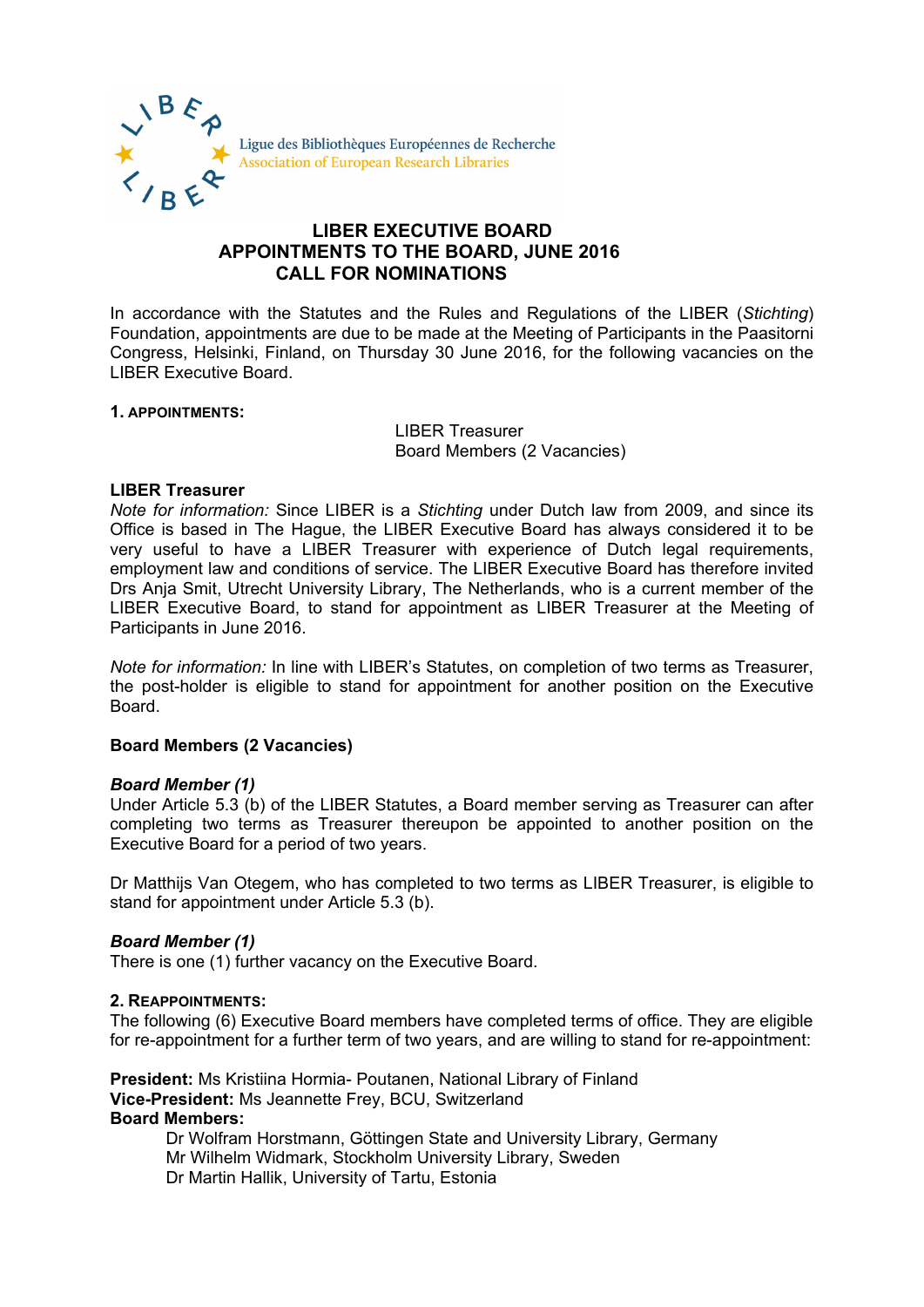Ligue des Bibliothèques Européennes de Recherche
Association of European Research Libraries

# LIBER EXECUTIVE BOARD
# APPOINTMENTS TO THE BOARD, JUNE 2016
# CALL FOR NOMINATIONS

In accordance with the Statutes and the Rules and Regulations of the LIBER (*Stichting*) Foundation, appointments are due to be made at the Meeting of Participants in the Paasitorni Congress, Helsinki, Finland, on Thursday 30 June 2016, for the following vacancies on the LIBER Executive Board.

**1. APPOINTMENTS:**

LIBER Treasurer
Board Members (2 Vacancies)

**LIBER Treasurer**

*Note for information:* Since LIBER is a *Stichting* under Dutch law from 2009, and since its Office is based in The Hague, the LIBER Executive Board has always considered it to be very useful to have a LIBER Treasurer with experience of Dutch legal requirements, employment law and conditions of service. The LIBER Executive Board has therefore invited Drs Anja Smit, Utrecht University Library, The Netherlands, who is a current member of the LIBER Executive Board, to stand for appointment as LIBER Treasurer at the Meeting of Participants in June 2016.

*Note for information:* In line with LIBER's Statutes, on completion of two terms as Treasurer, the post-holder is eligible to stand for appointment for another position on the Executive Board.

**Board Members (2 Vacancies)**

***Board Member (1)***

Under Article 5.3 (b) of the LIBER Statutes, a Board member serving as Treasurer can after completing two terms as Treasurer thereupon be appointed to another position on the Executive Board for a period of two years.

Dr Matthijs Van Otegem, who has completed to two terms as LIBER Treasurer, is eligible to stand for appointment under Article 5.3 (b).

***Board Member (1)***

There is one (1) further vacancy on the Executive Board.

**2. REAPPOINTMENTS:**

The following (6) Executive Board members have completed terms of office. They are eligible for re-appointment for a further term of two years, and are willing to stand for re-appointment:

**President:** Ms Kristiina Hormia- Poutanen, National Library of Finland
**Vice-President:** Ms Jeannette Frey, BCU, Switzerland
**Board Members:**

Dr Wolfram Horstmann, Göttingen State and University Library, Germany
Mr Wilhelm Widmark, Stockholm University Library, Sweden
Dr Martin Hallik, University of Tartu, Estonia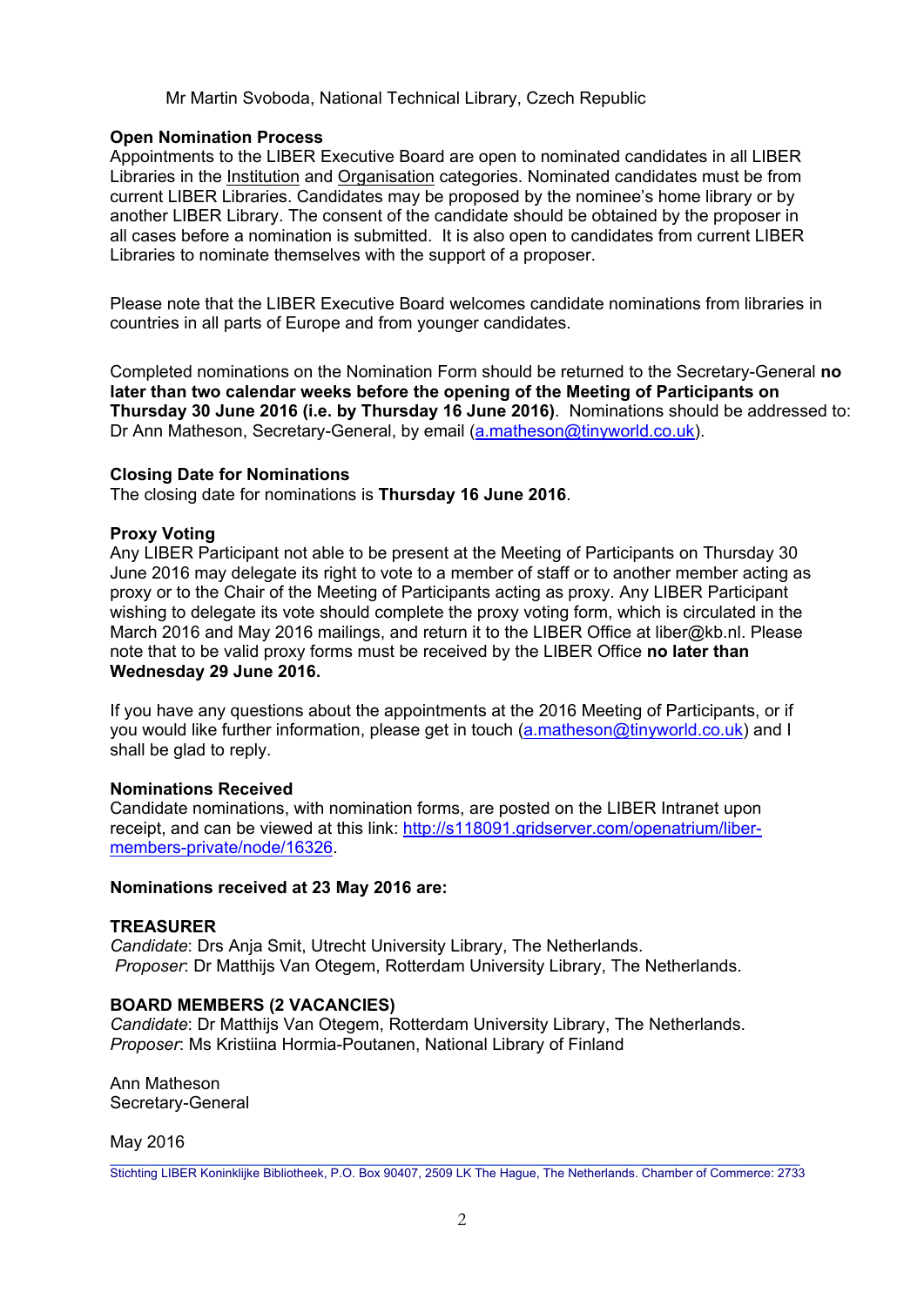Mr Martin Svoboda, National Technical Library, Czech Republic

**Open Nomination Process**

Appointments to the LIBER Executive Board are open to nominated candidates in all LIBER Libraries in the Institution and Organisation categories. Nominated candidates must be from current LIBER Libraries. Candidates may be proposed by the nominee's home library or by another LIBER Library. The consent of the candidate should be obtained by the proposer in all cases before a nomination is submitted. It is also open to candidates from current LIBER Libraries to nominate themselves with the support of a proposer.

Please note that the LIBER Executive Board welcomes candidate nominations from libraries in countries in all parts of Europe and from younger candidates.

Completed nominations on the Nomination Form should be returned to the Secretary-General **no later than two calendar weeks before the opening of the Meeting of Participants on Thursday 30 June 2016 (i.e. by Thursday 16 June 2016)**. Nominations should be addressed to: Dr Ann Matheson, Secretary-General, by email (a.matheson@tinyworld.co.uk).

**Closing Date for Nominations**

The closing date for nominations is **Thursday 16 June 2016**.

**Proxy Voting**

Any LIBER Participant not able to be present at the Meeting of Participants on Thursday 30 June 2016 may delegate its right to vote to a member of staff or to another member acting as proxy or to the Chair of the Meeting of Participants acting as proxy. Any LIBER Participant wishing to delegate its vote should complete the proxy voting form, which is circulated in the March 2016 and May 2016 mailings, and return it to the LIBER Office at liber@kb.nl. Please note that to be valid proxy forms must be received by the LIBER Office **no later than Wednesday 29 June 2016.**

If you have any questions about the appointments at the 2016 Meeting of Participants, or if you would like further information, please get in touch (a.matheson@tinyworld.co.uk) and I shall be glad to reply.

**Nominations Received**

Candidate nominations, with nomination forms, are posted on the LIBER Intranet upon receipt, and can be viewed at this link: http://s118091.gridserver.com/openatrium/liber-members-private/node/16326.

**Nominations received at 23 May 2016 are:**

**TREASURER**

*Candidate*: Drs Anja Smit, Utrecht University Library, The Netherlands.
*Proposer*: Dr Matthijs Van Otegem, Rotterdam University Library, The Netherlands.

**BOARD MEMBERS (2 VACANCIES)**

*Candidate*: Dr Matthijs Van Otegem, Rotterdam University Library, The Netherlands.
*Proposer*: Ms Kristiina Hormia-Poutanen, National Library of Finland

Ann Matheson
Secretary-General

May 2016

Stichting LIBER Koninklijke Bibliotheek, P.O. Box 90407, 2509 LK The Hague, The Netherlands. Chamber of Commerce: 2733